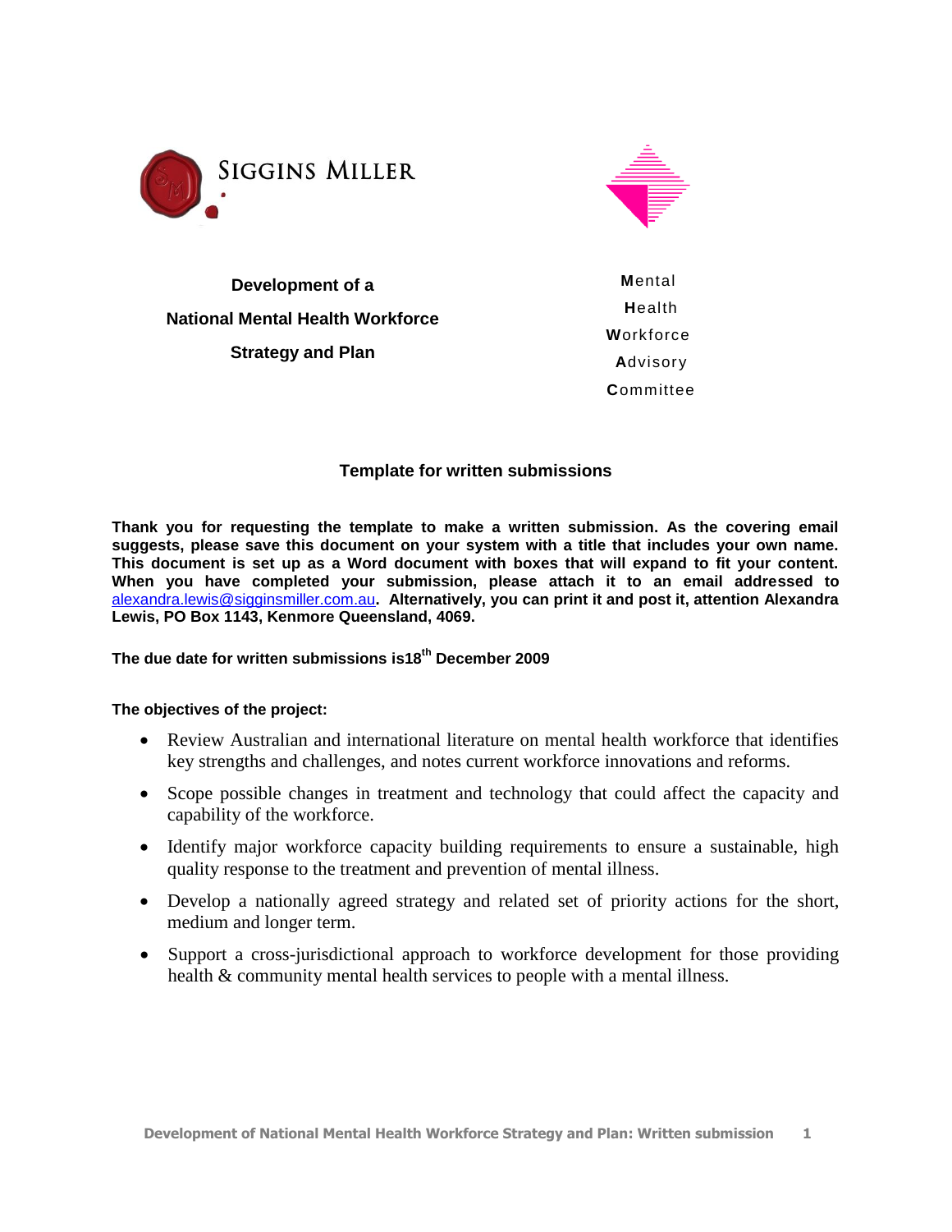SIGGINS MILLER

**Development of a**

**National Mental Health Workforce**

**Strategy and Plan**

**M**ental
**H**ealth
**W**orkforce
**A**dvisory
**C**ommittee

## Template for written submissions

**Thank you for requesting the template to make a written submission. As the covering email suggests, please save this document on your system with a title that includes your own name. This document is set up as a Word document with boxes that will expand to fit your content. When you have completed your submission, please attach it to an email addressed to** alexandra.lewis@sigginsmiller.com.au**. Alternatively, you can print it and post it, attention Alexandra Lewis, PO Box 1143, Kenmore Queensland, 4069.**

**The due date for written submissions is18th December 2009**

**The objectives of the project:**

- Review Australian and international literature on mental health workforce that identifies key strengths and challenges, and notes current workforce innovations and reforms.
- Scope possible changes in treatment and technology that could affect the capacity and capability of the workforce.
- Identify major workforce capacity building requirements to ensure a sustainable, high quality response to the treatment and prevention of mental illness.
- Develop a nationally agreed strategy and related set of priority actions for the short, medium and longer term.
- Support a cross-jurisdictional approach to workforce development for those providing health & community mental health services to people with a mental illness.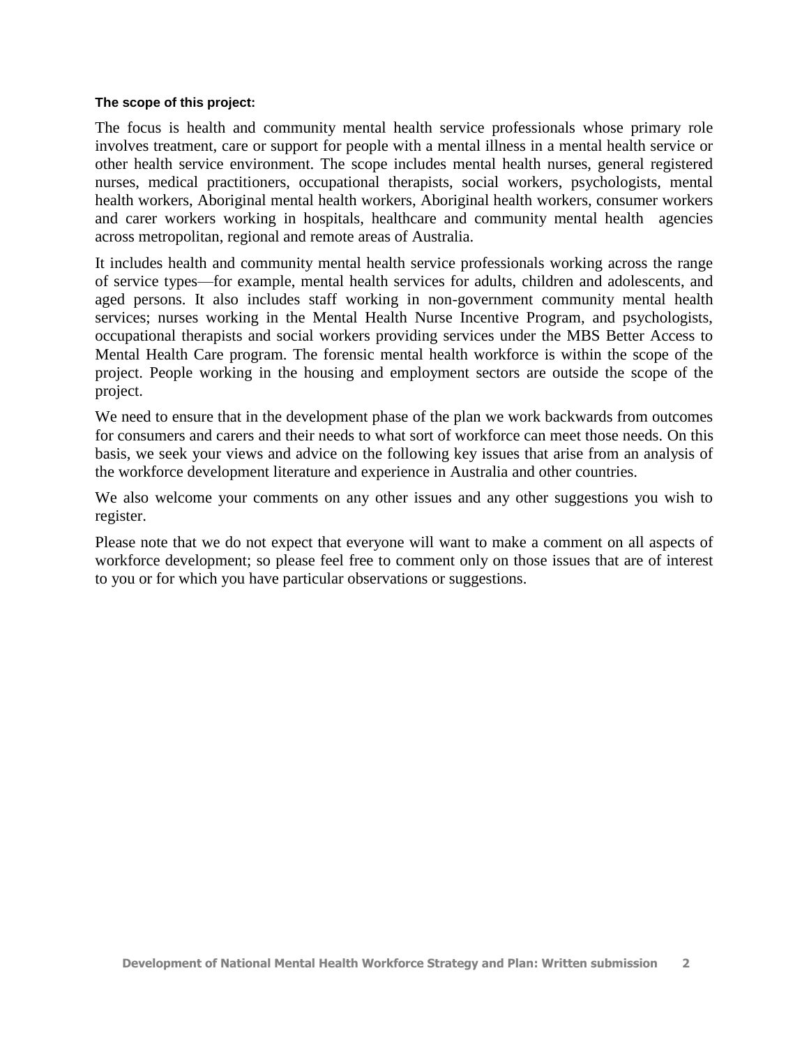**The scope of this project:**

The focus is health and community mental health service professionals whose primary role involves treatment, care or support for people with a mental illness in a mental health service or other health service environment. The scope includes mental health nurses, general registered nurses, medical practitioners, occupational therapists, social workers, psychologists, mental health workers, Aboriginal mental health workers, Aboriginal health workers, consumer workers and carer workers working in hospitals, healthcare and community mental health agencies across metropolitan, regional and remote areas of Australia.

It includes health and community mental health service professionals working across the range of service types—for example, mental health services for adults, children and adolescents, and aged persons. It also includes staff working in non-government community mental health services; nurses working in the Mental Health Nurse Incentive Program, and psychologists, occupational therapists and social workers providing services under the MBS Better Access to Mental Health Care program. The forensic mental health workforce is within the scope of the project. People working in the housing and employment sectors are outside the scope of the project.

We need to ensure that in the development phase of the plan we work backwards from outcomes for consumers and carers and their needs to what sort of workforce can meet those needs. On this basis, we seek your views and advice on the following key issues that arise from an analysis of the workforce development literature and experience in Australia and other countries.

We also welcome your comments on any other issues and any other suggestions you wish to register.

Please note that we do not expect that everyone will want to make a comment on all aspects of workforce development; so please feel free to comment only on those issues that are of interest to you or for which you have particular observations or suggestions.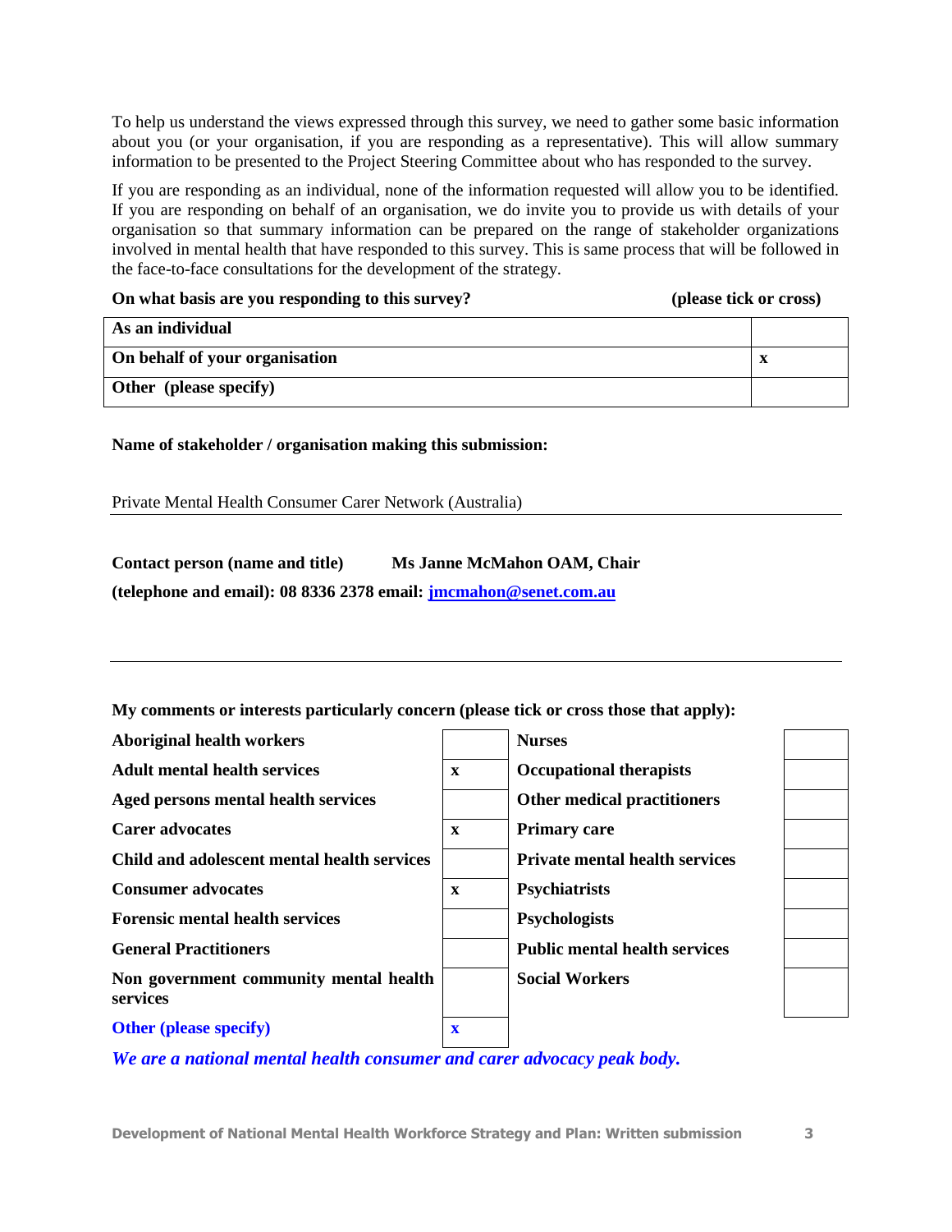To help us understand the views expressed through this survey, we need to gather some basic information about you (or your organisation, if you are responding as a representative). This will allow summary information to be presented to the Project Steering Committee about who has responded to the survey.

If you are responding as an individual, none of the information requested will allow you to be identified. If you are responding on behalf of an organisation, we do invite you to provide us with details of your organisation so that summary information can be prepared on the range of stakeholder organizations involved in mental health that have responded to this survey. This is same process that will be followed in the face-to-face consultations for the development of the strategy.

**On what basis are you responding to this survey?** **(please tick or cross)**

| | |
|---|---|
| **As an individual** | |
| **On behalf of your organisation** | **x** |
| **Other (please specify)** | |

**Name of stakeholder / organisation making this submission:**

Private Mental Health Consumer Carer Network (Australia)

**Contact person (name and title)** **Ms Janne McMahon OAM, Chair**

**(telephone and email): 08 8336 2378 email: jmcmahon@senet.com.au**

**My comments or interests particularly concern (please tick or cross those that apply):**

| | | | |
|---|---|---|---|
| **Aboriginal health workers** | | **Nurses** | |
| **Adult mental health services** | **x** | **Occupational therapists** | |
| **Aged persons mental health services** | | **Other medical practitioners** | |
| **Carer advocates** | **x** | **Primary care** | |
| **Child and adolescent mental health services** | | **Private mental health services** | |
| **Consumer advocates** | **x** | **Psychiatrists** | |
| **Forensic mental health services** | | **Psychologists** | |
| **General Practitioners** | | **Public mental health services** | |
| **Non government community mental health services** | | **Social Workers** | |
| **Other (please specify)** | **x** | | |

***We are a national mental health consumer and carer advocacy peak body.***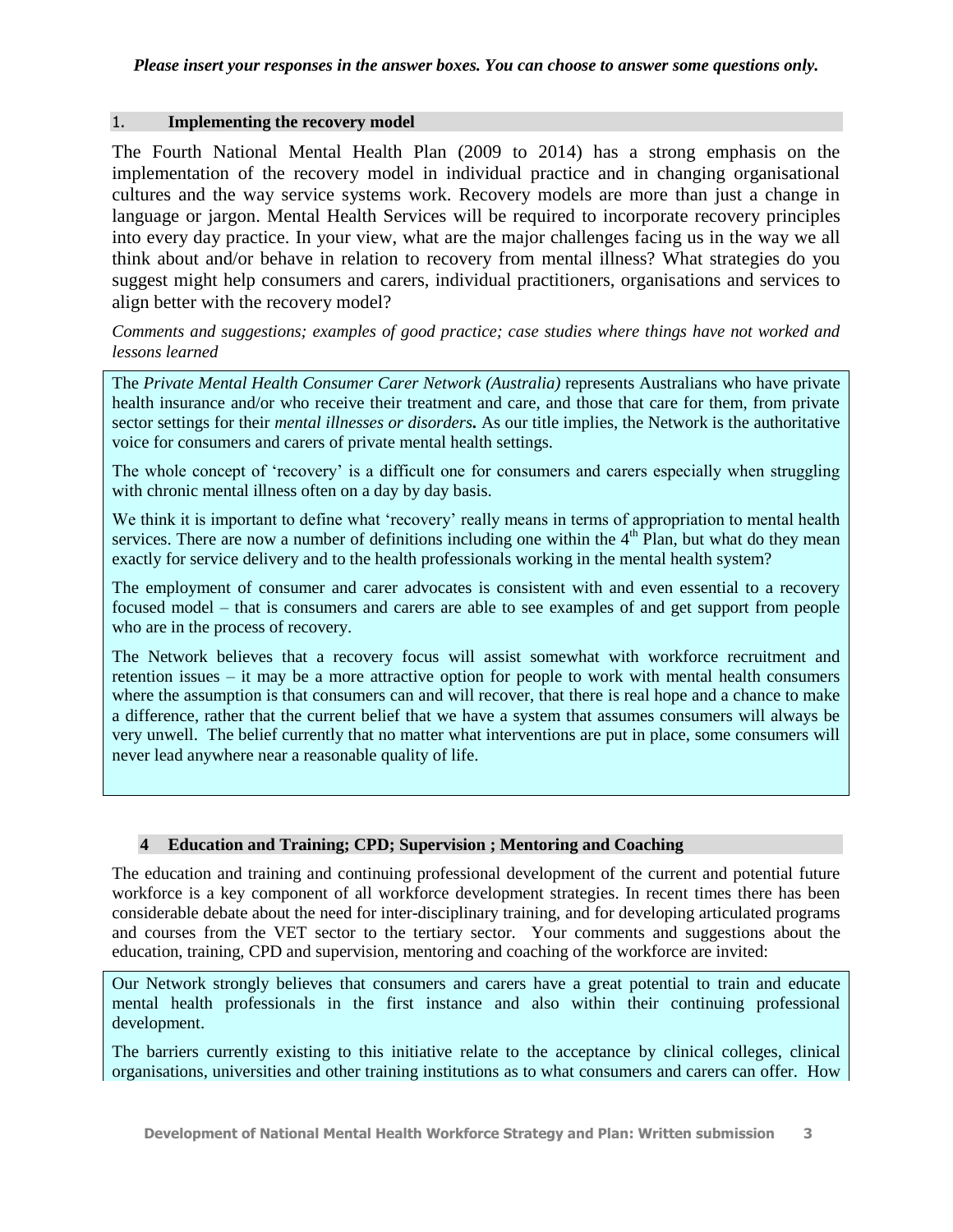*Please insert your responses in the answer boxes. You can choose to answer some questions only.*

## 1. Implementing the recovery model

The Fourth National Mental Health Plan (2009 to 2014) has a strong emphasis on the implementation of the recovery model in individual practice and in changing organisational cultures and the way service systems work. Recovery models are more than just a change in language or jargon. Mental Health Services will be required to incorporate recovery principles into every day practice. In your view, what are the major challenges facing us in the way we all think about and/or behave in relation to recovery from mental illness? What strategies do you suggest might help consumers and carers, individual practitioners, organisations and services to align better with the recovery model?

*Comments and suggestions; examples of good practice; case studies where things have not worked and lessons learned*

The *Private Mental Health Consumer Carer Network (Australia)* represents Australians who have private health insurance and/or who receive their treatment and care, and those that care for them, from private sector settings for their *mental illnesses or disorders***.** As our title implies, the Network is the authoritative voice for consumers and carers of private mental health settings.

The whole concept of 'recovery' is a difficult one for consumers and carers especially when struggling with chronic mental illness often on a day by day basis.

We think it is important to define what 'recovery' really means in terms of appropriation to mental health services. There are now a number of definitions including one within the 4th Plan, but what do they mean exactly for service delivery and to the health professionals working in the mental health system?

The employment of consumer and carer advocates is consistent with and even essential to a recovery focused model – that is consumers and carers are able to see examples of and get support from people who are in the process of recovery.

The Network believes that a recovery focus will assist somewhat with workforce recruitment and retention issues – it may be a more attractive option for people to work with mental health consumers where the assumption is that consumers can and will recover, that there is real hope and a chance to make a difference, rather that the current belief that we have a system that assumes consumers will always be very unwell. The belief currently that no matter what interventions are put in place, some consumers will never lead anywhere near a reasonable quality of life.

## 4 Education and Training; CPD; Supervision ; Mentoring and Coaching

The education and training and continuing professional development of the current and potential future workforce is a key component of all workforce development strategies. In recent times there has been considerable debate about the need for inter-disciplinary training, and for developing articulated programs and courses from the VET sector to the tertiary sector. Your comments and suggestions about the education, training, CPD and supervision, mentoring and coaching of the workforce are invited:

Our Network strongly believes that consumers and carers have a great potential to train and educate mental health professionals in the first instance and also within their continuing professional development.

The barriers currently existing to this initiative relate to the acceptance by clinical colleges, clinical organisations, universities and other training institutions as to what consumers and carers can offer. How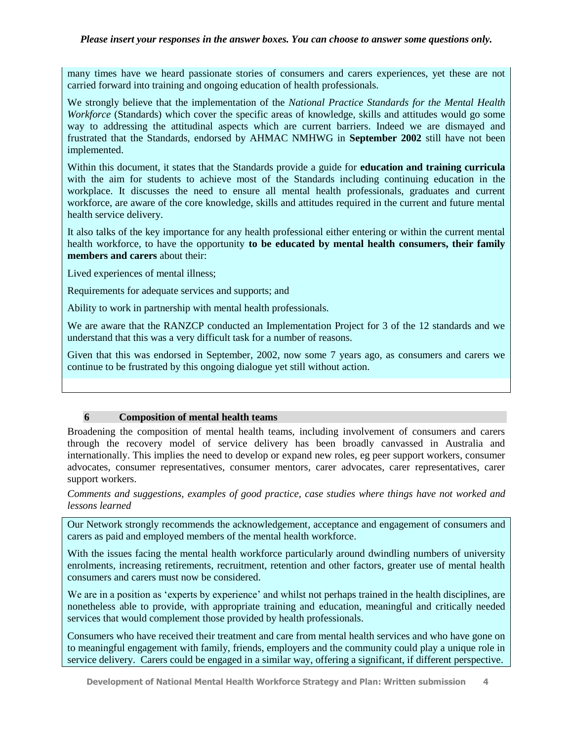*Please insert your responses in the answer boxes. You can choose to answer some questions only.*

many times have we heard passionate stories of consumers and carers experiences, yet these are not carried forward into training and ongoing education of health professionals.

We strongly believe that the implementation of the *National Practice Standards for the Mental Health Workforce* (Standards) which cover the specific areas of knowledge, skills and attitudes would go some way to addressing the attitudinal aspects which are current barriers. Indeed we are dismayed and frustrated that the Standards, endorsed by AHMAC NMHWG in **September 2002** still have not been implemented.

Within this document, it states that the Standards provide a guide for **education and training curricula** with the aim for students to achieve most of the Standards including continuing education in the workplace. It discusses the need to ensure all mental health professionals, graduates and current workforce, are aware of the core knowledge, skills and attitudes required in the current and future mental health service delivery.

It also talks of the key importance for any health professional either entering or within the current mental health workforce, to have the opportunity **to be educated by mental health consumers, their family members and carers** about their:

Lived experiences of mental illness;

Requirements for adequate services and supports; and

Ability to work in partnership with mental health professionals.

We are aware that the RANZCP conducted an Implementation Project for 3 of the 12 standards and we understand that this was a very difficult task for a number of reasons.

Given that this was endorsed in September, 2002, now some 7 years ago, as consumers and carers we continue to be frustrated by this ongoing dialogue yet still without action.

## 6 Composition of mental health teams

Broadening the composition of mental health teams, including involvement of consumers and carers through the recovery model of service delivery has been broadly canvassed in Australia and internationally. This implies the need to develop or expand new roles, eg peer support workers, consumer advocates, consumer representatives, consumer mentors, carer advocates, carer representatives, carer support workers.

*Comments and suggestions, examples of good practice, case studies where things have not worked and lessons learned*

Our Network strongly recommends the acknowledgement, acceptance and engagement of consumers and carers as paid and employed members of the mental health workforce.

With the issues facing the mental health workforce particularly around dwindling numbers of university enrolments, increasing retirements, recruitment, retention and other factors, greater use of mental health consumers and carers must now be considered.

We are in a position as 'experts by experience' and whilst not perhaps trained in the health disciplines, are nonetheless able to provide, with appropriate training and education, meaningful and critically needed services that would complement those provided by health professionals.

Consumers who have received their treatment and care from mental health services and who have gone on to meaningful engagement with family, friends, employers and the community could play a unique role in service delivery. Carers could be engaged in a similar way, offering a significant, if different perspective.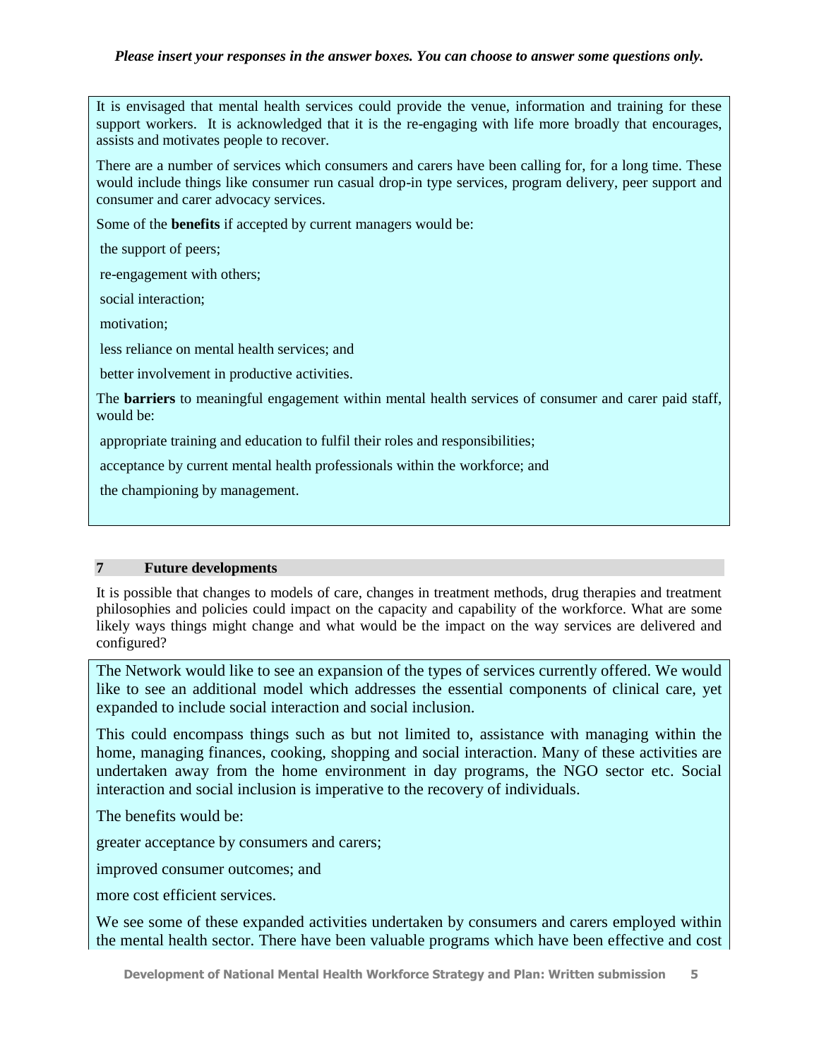*Please insert your responses in the answer boxes. You can choose to answer some questions only.*

It is envisaged that mental health services could provide the venue, information and training for these support workers. It is acknowledged that it is the re-engaging with life more broadly that encourages, assists and motivates people to recover.

There are a number of services which consumers and carers have been calling for, for a long time. These would include things like consumer run casual drop-in type services, program delivery, peer support and consumer and carer advocacy services.

Some of the **benefits** if accepted by current managers would be:

- the support of peers;
- re-engagement with others;
- social interaction;
- motivation;
- less reliance on mental health services; and
- better involvement in productive activities.

The **barriers** to meaningful engagement within mental health services of consumer and carer paid staff, would be:

- appropriate training and education to fulfil their roles and responsibilities;
- acceptance by current mental health professionals within the workforce; and
- the championing by management.

## 7 Future developments

It is possible that changes to models of care, changes in treatment methods, drug therapies and treatment philosophies and policies could impact on the capacity and capability of the workforce. What are some likely ways things might change and what would be the impact on the way services are delivered and configured?

The Network would like to see an expansion of the types of services currently offered. We would like to see an additional model which addresses the essential components of clinical care, yet expanded to include social interaction and social inclusion.

This could encompass things such as but not limited to, assistance with managing within the home, managing finances, cooking, shopping and social interaction. Many of these activities are undertaken away from the home environment in day programs, the NGO sector etc. Social interaction and social inclusion is imperative to the recovery of individuals.

The benefits would be:

- greater acceptance by consumers and carers;
- improved consumer outcomes; and
- more cost efficient services.

We see some of these expanded activities undertaken by consumers and carers employed within the mental health sector. There have been valuable programs which have been effective and cost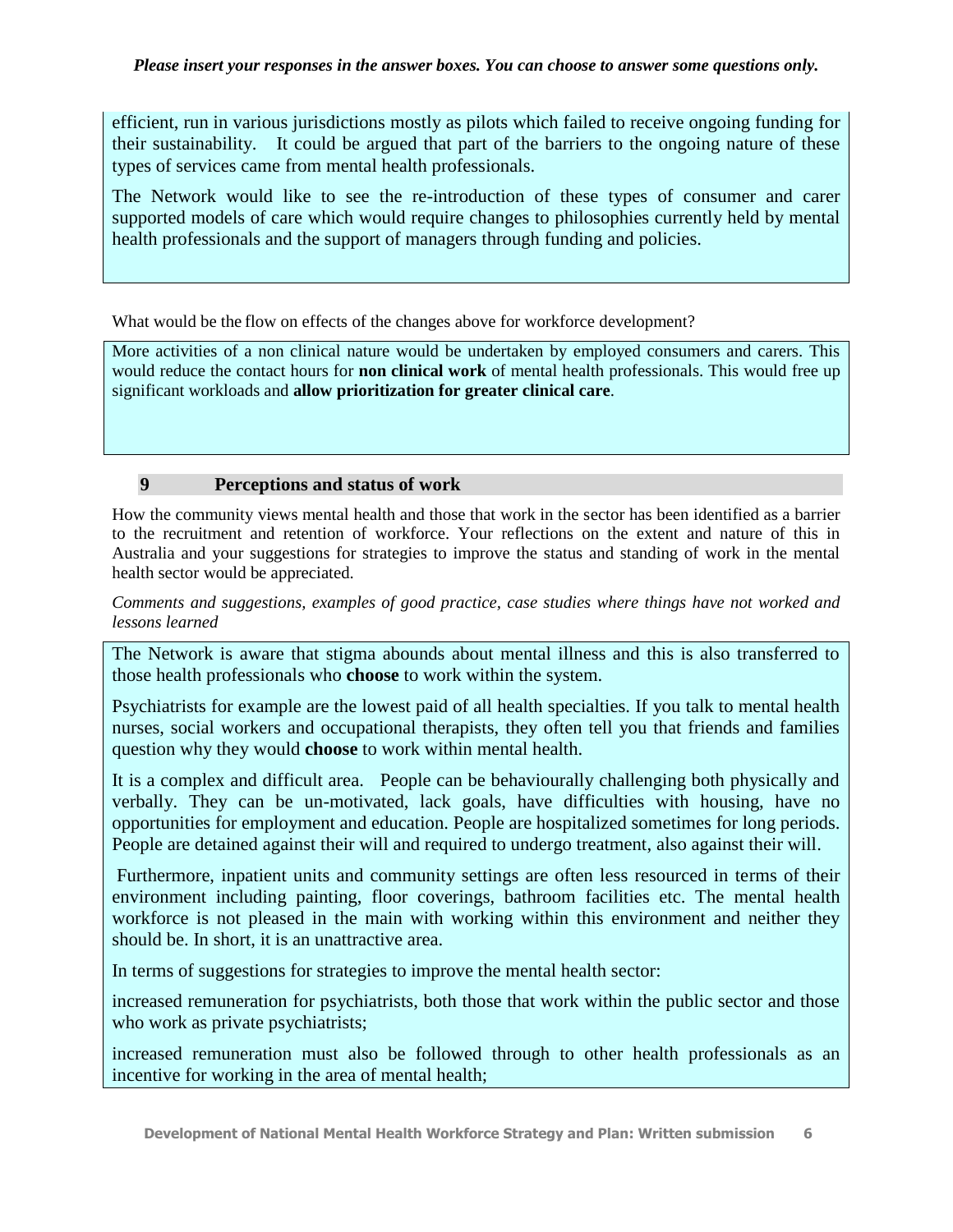*Please insert your responses in the answer boxes. You can choose to answer some questions only.*

efficient, run in various jurisdictions mostly as pilots which failed to receive ongoing funding for their sustainability. It could be argued that part of the barriers to the ongoing nature of these types of services came from mental health professionals.

The Network would like to see the re-introduction of these types of consumer and carer supported models of care which would require changes to philosophies currently held by mental health professionals and the support of managers through funding and policies.

What would be the flow on effects of the changes above for workforce development?

More activities of a non clinical nature would be undertaken by employed consumers and carers. This would reduce the contact hours for **non clinical work** of mental health professionals. This would free up significant workloads and **allow prioritization for greater clinical care**.

## 9 Perceptions and status of work

How the community views mental health and those that work in the sector has been identified as a barrier to the recruitment and retention of workforce. Your reflections on the extent and nature of this in Australia and your suggestions for strategies to improve the status and standing of work in the mental health sector would be appreciated.

*Comments and suggestions, examples of good practice, case studies where things have not worked and lessons learned*

The Network is aware that stigma abounds about mental illness and this is also transferred to those health professionals who **choose** to work within the system.

Psychiatrists for example are the lowest paid of all health specialties. If you talk to mental health nurses, social workers and occupational therapists, they often tell you that friends and families question why they would **choose** to work within mental health.

It is a complex and difficult area. People can be behaviourally challenging both physically and verbally. They can be un-motivated, lack goals, have difficulties with housing, have no opportunities for employment and education. People are hospitalized sometimes for long periods. People are detained against their will and required to undergo treatment, also against their will.

Furthermore, inpatient units and community settings are often less resourced in terms of their environment including painting, floor coverings, bathroom facilities etc. The mental health workforce is not pleased in the main with working within this environment and neither they should be. In short, it is an unattractive area.

In terms of suggestions for strategies to improve the mental health sector:

increased remuneration for psychiatrists, both those that work within the public sector and those who work as private psychiatrists;

increased remuneration must also be followed through to other health professionals as an incentive for working in the area of mental health;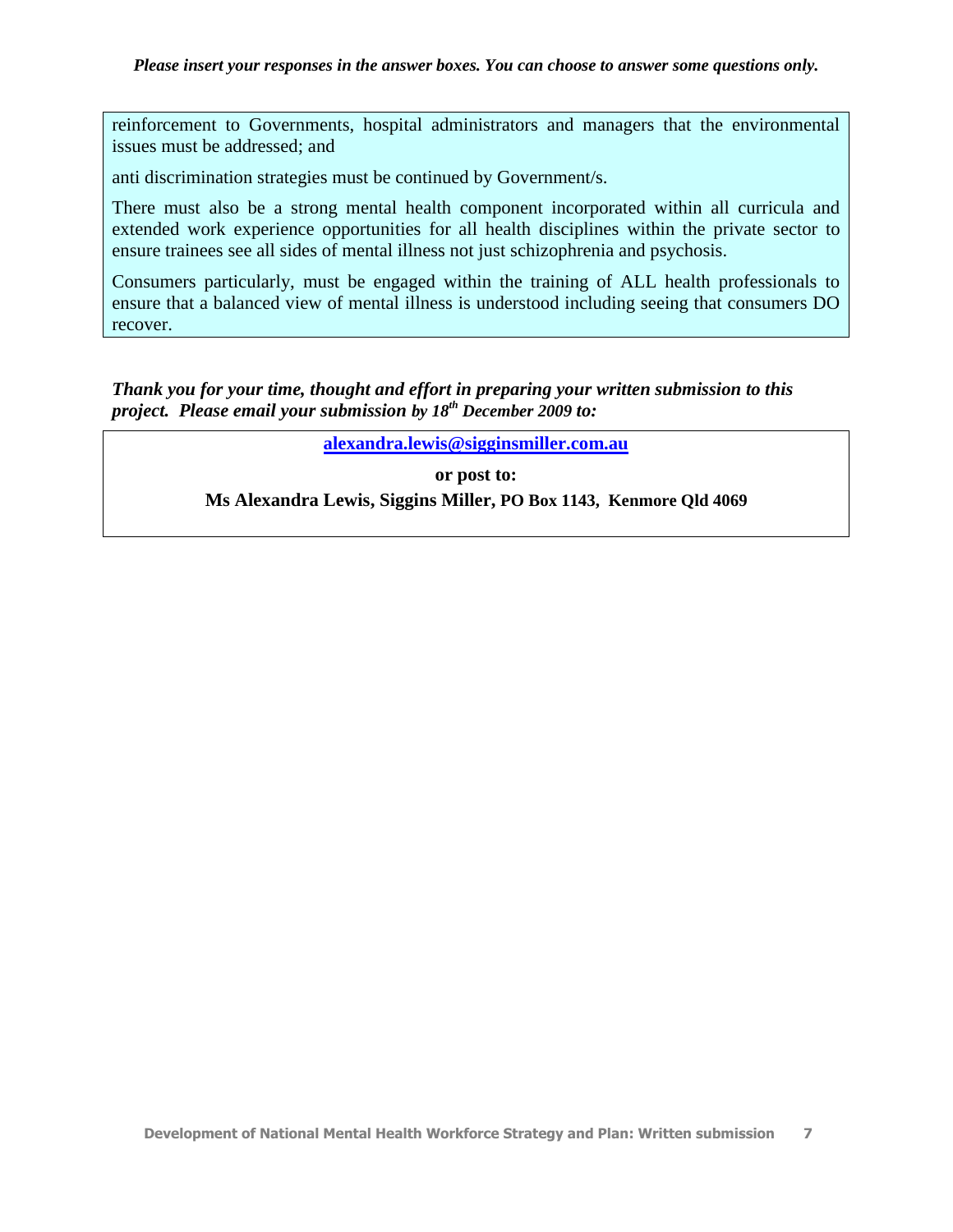*Please insert your responses in the answer boxes. You can choose to answer some questions only.*

reinforcement to Governments, hospital administrators and managers that the environmental issues must be addressed; and

anti discrimination strategies must be continued by Government/s.

There must also be a strong mental health component incorporated within all curricula and extended work experience opportunities for all health disciplines within the private sector to ensure trainees see all sides of mental illness not just schizophrenia and psychosis.

Consumers particularly, must be engaged within the training of ALL health professionals to ensure that a balanced view of mental illness is understood including seeing that consumers DO recover.

***Thank you for your time, thought and effort in preparing your written submission to this project. Please email your submission by 18th December 2009 to:***

**alexandra.lewis@sigginsmiller.com.au**

**or post to:**

**Ms Alexandra Lewis, Siggins Miller, PO Box 1143, Kenmore Qld 4069**